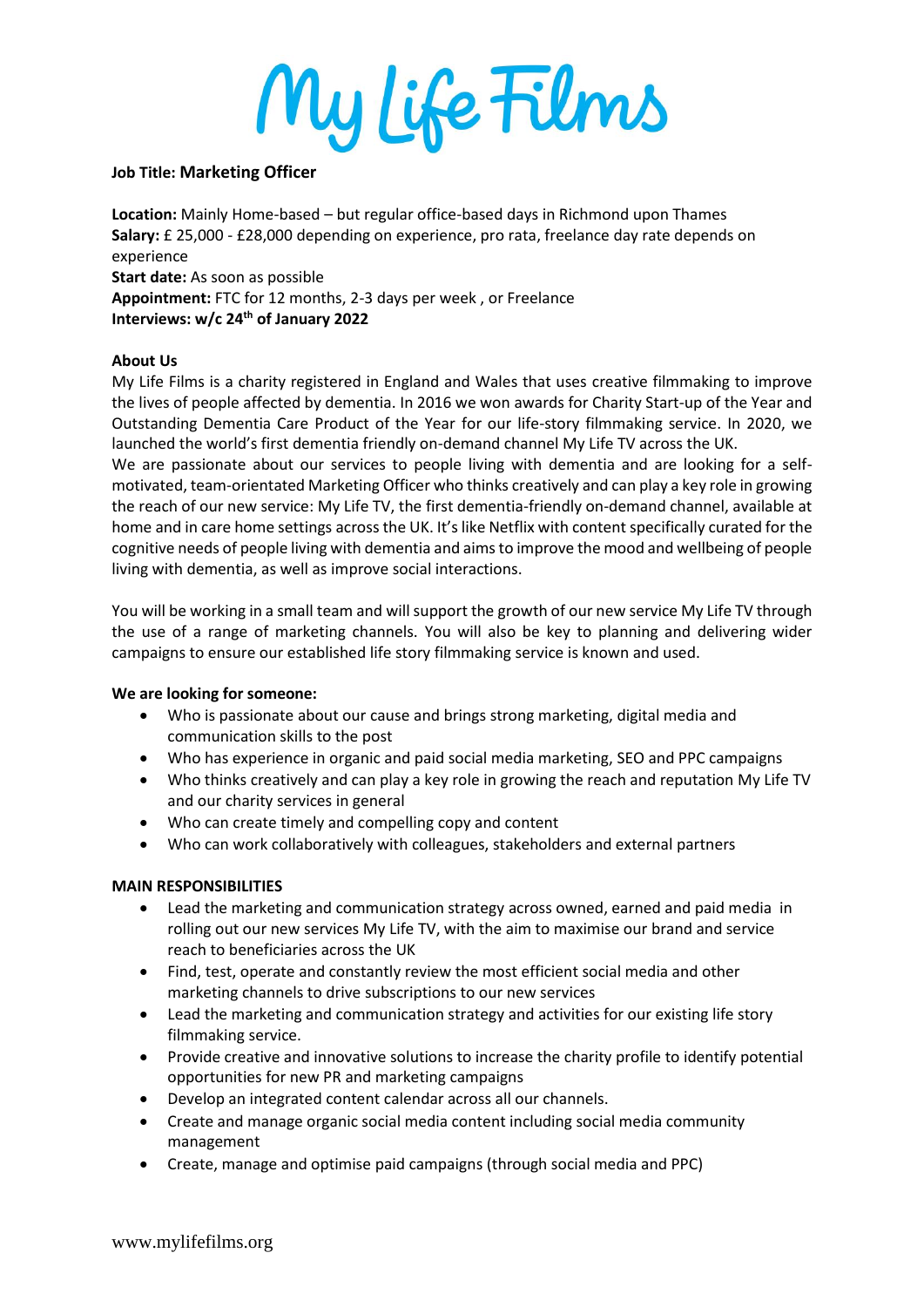# My Life Films

**Job Title: Marketing Officer**

**Location:** Mainly Home-based – but regular office-based days in Richmond upon Thames
**Salary:** £ 25,000 - £28,000 depending on experience, pro rata, freelance day rate depends on experience
**Start date:** As soon as possible
**Appointment:** FTC for 12 months, 2-3 days per week , or Freelance
**Interviews: w/c 24th of January 2022**

## About Us

My Life Films is a charity registered in England and Wales that uses creative filmmaking to improve the lives of people affected by dementia. In 2016 we won awards for Charity Start-up of the Year and Outstanding Dementia Care Product of the Year for our life-story filmmaking service. In 2020, we launched the world's first dementia friendly on-demand channel My Life TV across the UK.
We are passionate about our services to people living with dementia and are looking for a self-motivated, team-orientated Marketing Officer who thinks creatively and can play a key role in growing the reach of our new service: My Life TV, the first dementia-friendly on-demand channel, available at home and in care home settings across the UK. It's like Netflix with content specifically curated for the cognitive needs of people living with dementia and aims to improve the mood and wellbeing of people living with dementia, as well as improve social interactions.

You will be working in a small team and will support the growth of our new service My Life TV through the use of a range of marketing channels. You will also be key to planning and delivering wider campaigns to ensure our established life story filmmaking service is known and used.

## We are looking for someone:

- Who is passionate about our cause and brings strong marketing, digital media and communication skills to the post
- Who has experience in organic and paid social media marketing, SEO and PPC campaigns
- Who thinks creatively and can play a key role in growing the reach and reputation My Life TV and our charity services in general
- Who can create timely and compelling copy and content
- Who can work collaboratively with colleagues, stakeholders and external partners

## MAIN RESPONSIBILITIES

- Lead the marketing and communication strategy across owned, earned and paid media in rolling out our new services My Life TV, with the aim to maximise our brand and service reach to beneficiaries across the UK
- Find, test, operate and constantly review the most efficient social media and other marketing channels to drive subscriptions to our new services
- Lead the marketing and communication strategy and activities for our existing life story filmmaking service.
- Provide creative and innovative solutions to increase the charity profile to identify potential opportunities for new PR and marketing campaigns
- Develop an integrated content calendar across all our channels.
- Create and manage organic social media content including social media community management
- Create, manage and optimise paid campaigns (through social media and PPC)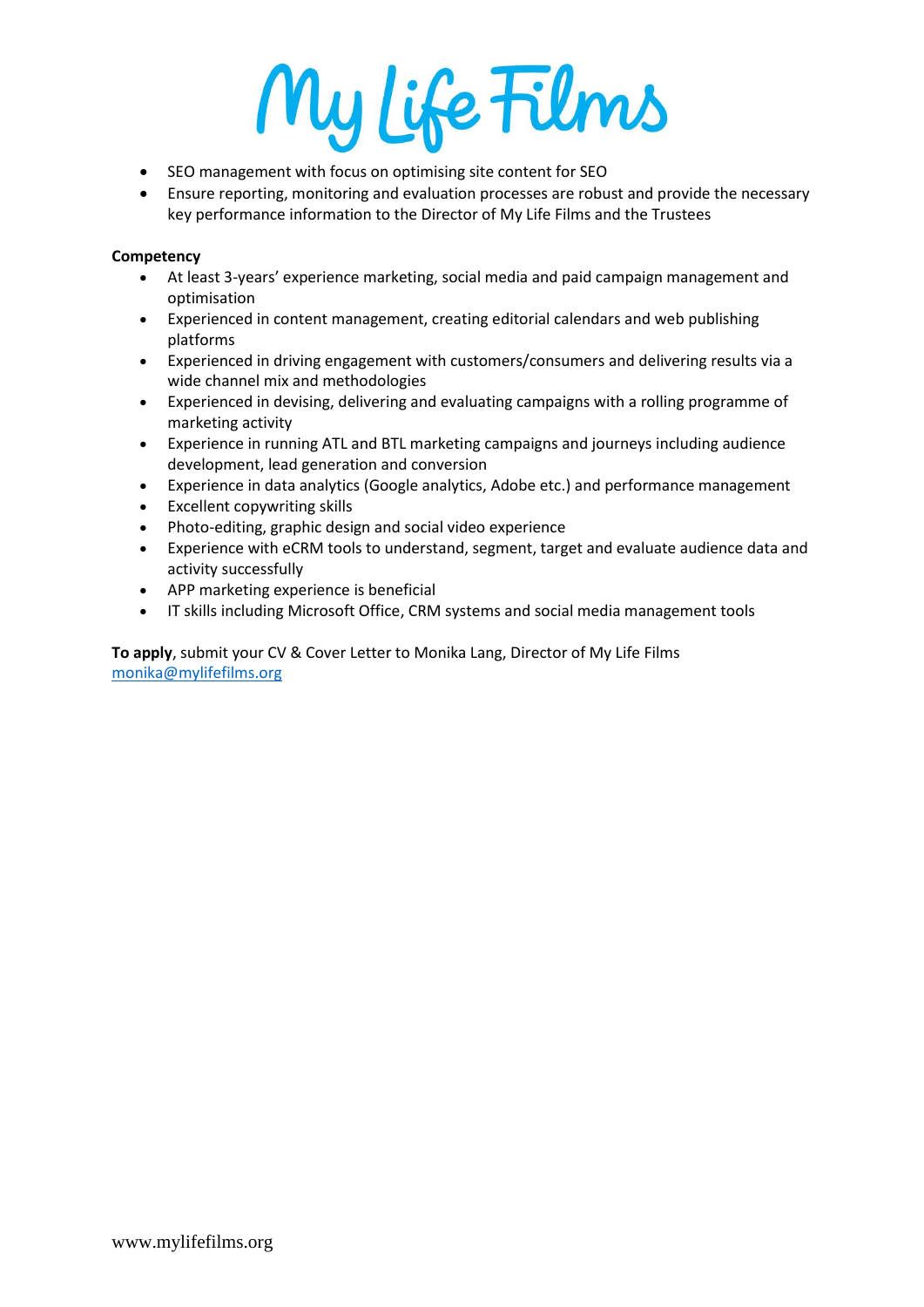- SEO management with focus on optimising site content for SEO
- Ensure reporting, monitoring and evaluation processes are robust and provide the necessary key performance information to the Director of My Life Films and the Trustees

**Competency**

- At least 3-years' experience marketing, social media and paid campaign management and optimisation
- Experienced in content management, creating editorial calendars and web publishing platforms
- Experienced in driving engagement with customers/consumers and delivering results via a wide channel mix and methodologies
- Experienced in devising, delivering and evaluating campaigns with a rolling programme of marketing activity
- Experience in running ATL and BTL marketing campaigns and journeys including audience development, lead generation and conversion
- Experience in data analytics (Google analytics, Adobe etc.) and performance management
- Excellent copywriting skills
- Photo-editing, graphic design and social video experience
- Experience with eCRM tools to understand, segment, target and evaluate audience data and activity successfully
- APP marketing experience is beneficial
- IT skills including Microsoft Office, CRM systems and social media management tools

**To apply**, submit your CV & Cover Letter to Monika Lang, Director of My Life Films
monika@mylifefilms.org